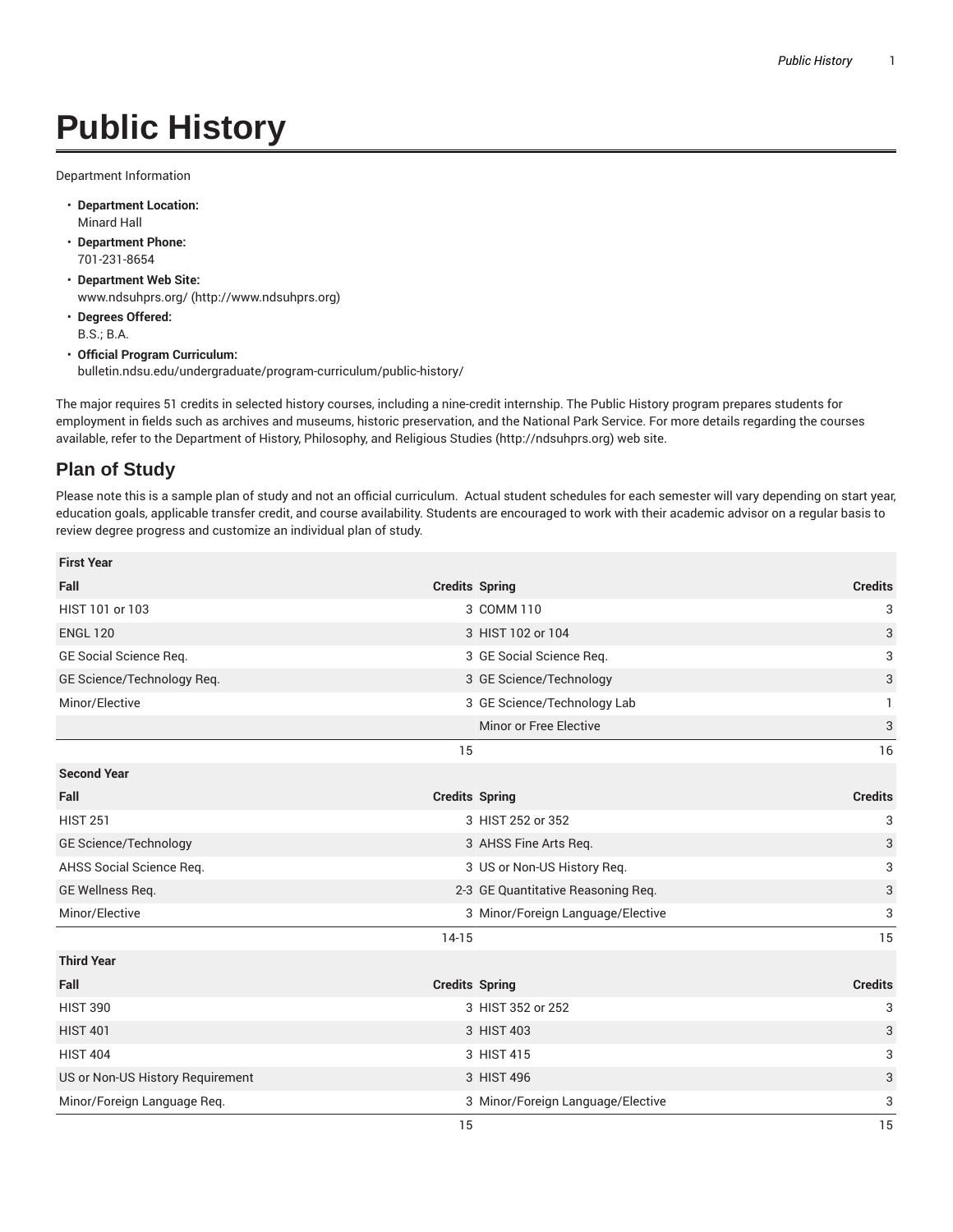# Public History

Department Information

- **Department Location:**
  Minard Hall
- **Department Phone:**
  701-231-8654
- **Department Web Site:**
  www.ndsuhprs.org/ (http://www.ndsuhprs.org)
- **Degrees Offered:**
  B.S.; B.A.
- **Official Program Curriculum:**
  bulletin.ndsu.edu/undergraduate/program-curriculum/public-history/

The major requires 51 credits in selected history courses, including a nine-credit internship. The Public History program prepares students for employment in fields such as archives and museums, historic preservation, and the National Park Service. For more details regarding the courses available, refer to the Department of History, Philosophy, and Religious Studies (http://ndsuhprs.org) web site.

## Plan of Study

Please note this is a sample plan of study and not an official curriculum. Actual student schedules for each semester will vary depending on start year, education goals, applicable transfer credit, and course availability. Students are encouraged to work with their academic advisor on a regular basis to review degree progress and customize an individual plan of study.

| First Year | | | |
|---|---|---|---|
| Fall | Credits | Spring | Credits |
| HIST 101 or 103 | 3 | COMM 110 | 3 |
| ENGL 120 | 3 | HIST 102 or 104 | 3 |
| GE Social Science Req. | 3 | GE Social Science Req. | 3 |
| GE Science/Technology Req. | 3 | GE Science/Technology | 3 |
| Minor/Elective | 3 | GE Science/Technology Lab | 1 |
| | | Minor or Free Elective | 3 |
| | 15 | | 16 |
| **Second Year** | | | |
| Fall | Credits | Spring | Credits |
| HIST 251 | 3 | HIST 252 or 352 | 3 |
| GE Science/Technology | 3 | AHSS Fine Arts Req. | 3 |
| AHSS Social Science Req. | 3 | US or Non-US History Req. | 3 |
| GE Wellness Req. | 2-3 | GE Quantitative Reasoning Req. | 3 |
| Minor/Elective | 3 | Minor/Foreign Language/Elective | 3 |
| | 14-15 | | 15 |
| **Third Year** | | | |
| Fall | Credits | Spring | Credits |
| HIST 390 | 3 | HIST 352 or 252 | 3 |
| HIST 401 | 3 | HIST 403 | 3 |
| HIST 404 | 3 | HIST 415 | 3 |
| US or Non-US History Requirement | 3 | HIST 496 | 3 |
| Minor/Foreign Language Req. | 3 | Minor/Foreign Language/Elective | 3 |
| | 15 | | 15 |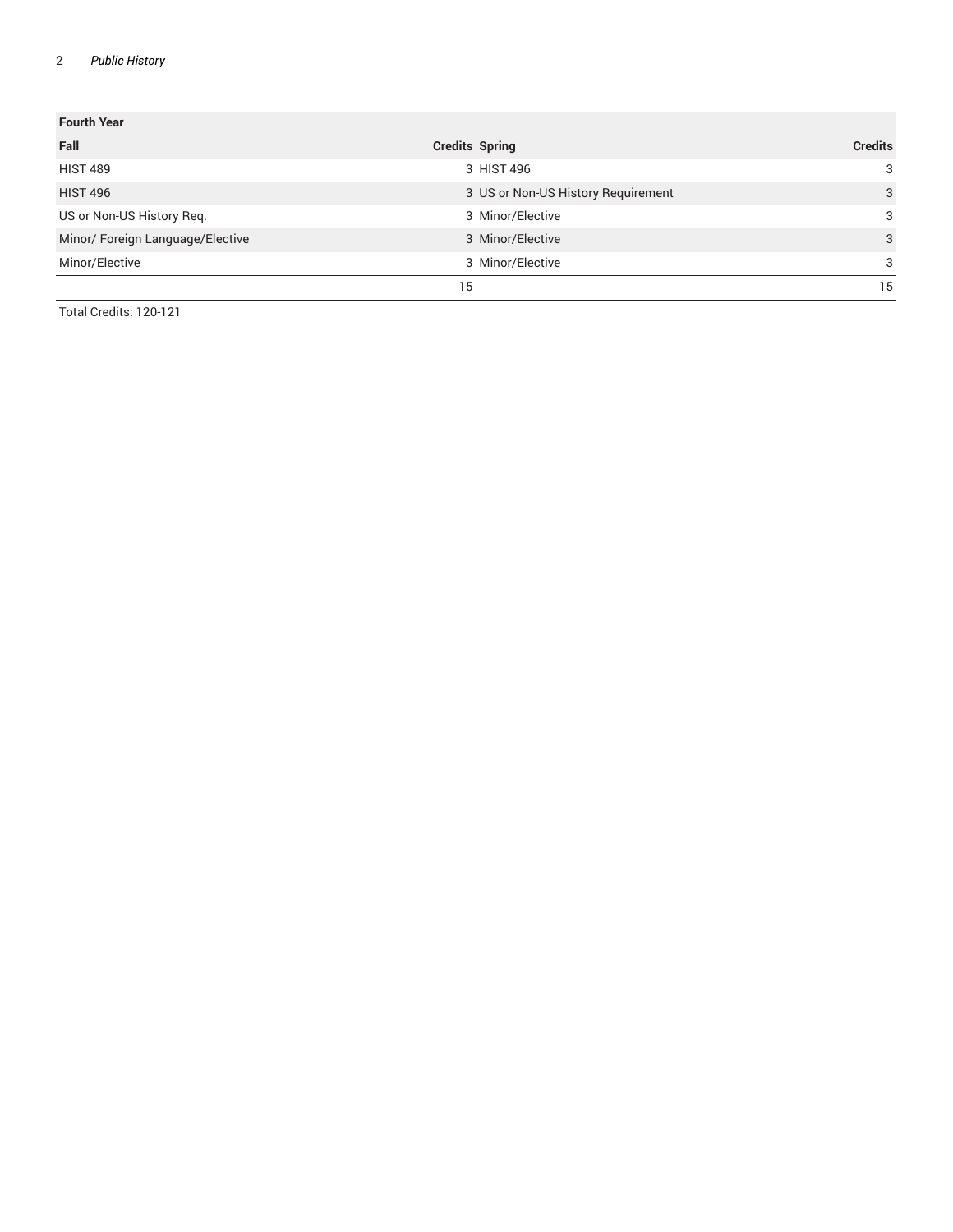| Fourth Year | | | |
| --- | --- | --- | --- |
| Fall | Credits | Spring | Credits |
| HIST 489 | 3 | HIST 496 | 3 |
| HIST 496 | 3 | US or Non-US History Requirement | 3 |
| US or Non-US History Req. | 3 | Minor/Elective | 3 |
| Minor/ Foreign Language/Elective | 3 | Minor/Elective | 3 |
| Minor/Elective | 3 | Minor/Elective | 3 |
| | 15 | | 15 |

Total Credits: 120-121